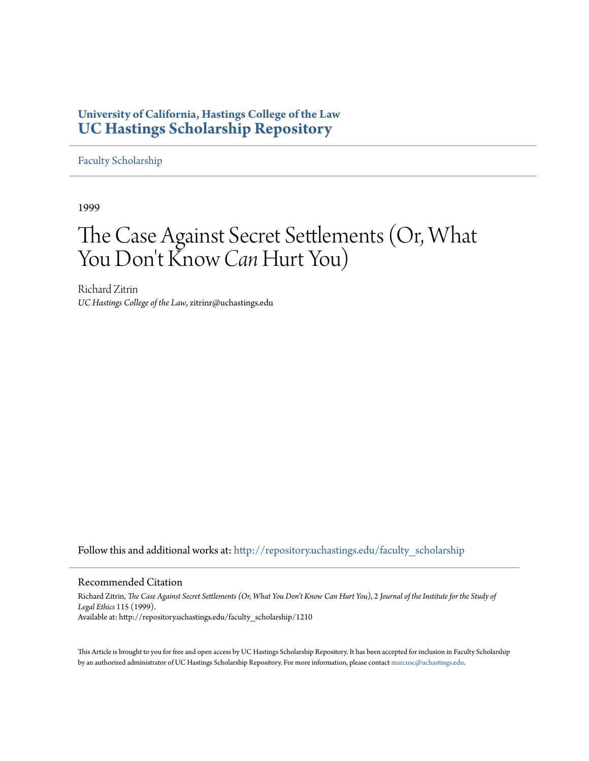**University of California, Hastings College of the Law**
**UC Hastings Scholarship Repository**

Faculty Scholarship

1999

# The Case Against Secret Settlements (Or, What You Don't Know *Can* Hurt You)

Richard Zitrin
*UC Hastings College of the Law*, zitrinr@uchastings.edu

Follow this and additional works at: http://repository.uchastings.edu/faculty_scholarship

## Recommended Citation

Richard Zitrin, *The Case Against Secret Settlements (Or, What You Don't Know Can Hurt You)*, 2 *Journal of the Institute for the Study of Legal Ethics* 115 (1999).
Available at: http://repository.uchastings.edu/faculty_scholarship/1210

This Article is brought to you for free and open access by UC Hastings Scholarship Repository. It has been accepted for inclusion in Faculty Scholarship by an authorized administrator of UC Hastings Scholarship Repository. For more information, please contact marcusc@uchastings.edu.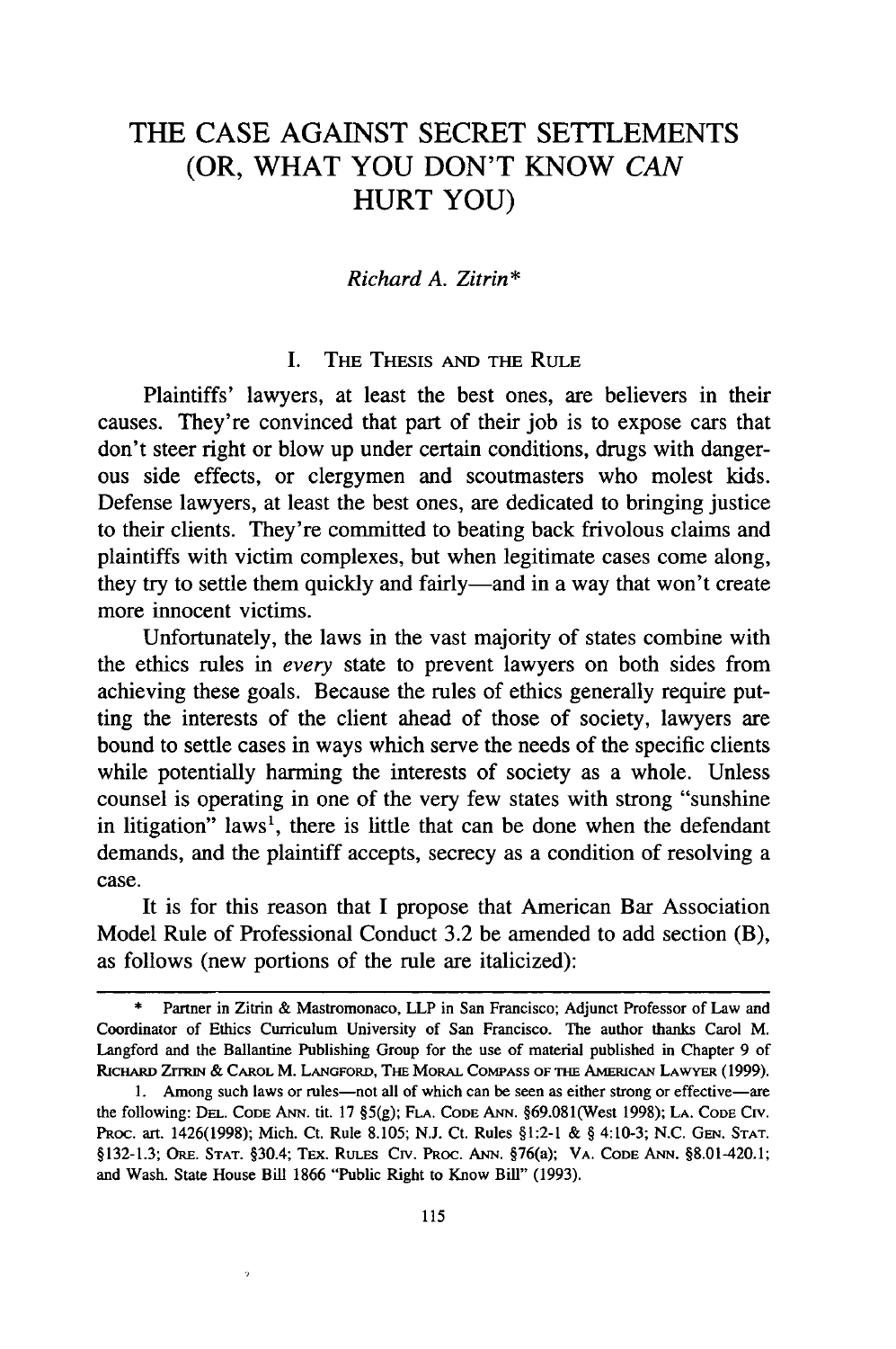# THE CASE AGAINST SECRET SETTLEMENTS (OR, WHAT YOU DON'T KNOW *CAN* HURT YOU)

*Richard A. Zitrin**

## I. The Thesis and the Rule

Plaintiffs' lawyers, at least the best ones, are believers in their causes. They're convinced that part of their job is to expose cars that don't steer right or blow up under certain conditions, drugs with dangerous side effects, or clergymen and scoutmasters who molest kids. Defense lawyers, at least the best ones, are dedicated to bringing justice to their clients. They're committed to beating back frivolous claims and plaintiffs with victim complexes, but when legitimate cases come along, they try to settle them quickly and fairly—and in a way that won't create more innocent victims.

Unfortunately, the laws in the vast majority of states combine with the ethics rules in *every* state to prevent lawyers on both sides from achieving these goals. Because the rules of ethics generally require putting the interests of the client ahead of those of society, lawyers are bound to settle cases in ways which serve the needs of the specific clients while potentially harming the interests of society as a whole. Unless counsel is operating in one of the very few states with strong "sunshine in litigation" laws[1], there is little that can be done when the defendant demands, and the plaintiff accepts, secrecy as a condition of resolving a case.

It is for this reason that I propose that American Bar Association Model Rule of Professional Conduct 3.2 be amended to add section (B), as follows (new portions of the rule are italicized):

---

\* Partner in Zitrin & Mastromonaco, LLP in San Francisco; Adjunct Professor of Law and Coordinator of Ethics Curriculum University of San Francisco. The author thanks Carol M. Langford and the Ballantine Publishing Group for the use of material published in Chapter 9 of Richard Zitrin & Carol M. Langford, The Moral Compass of the American Lawyer (1999).

1. Among such laws or rules—not all of which can be seen as either strong or effective—are the following: Del. Code Ann. tit. 17 §5(g); Fla. Code Ann. §69.081(West 1998); La. Code Civ. Proc. art. 1426(1998); Mich. Ct. Rule 8.105; N.J. Ct. Rules §1:2-1 & § 4:10-3; N.C. Gen. Stat. §132-1.3; Ore. Stat. §30.4; Tex. Rules Civ. Proc. Ann. §76(a); Va. Code Ann. §8.01-420.1; and Wash. State House Bill 1866 "Public Right to Know Bill" (1993).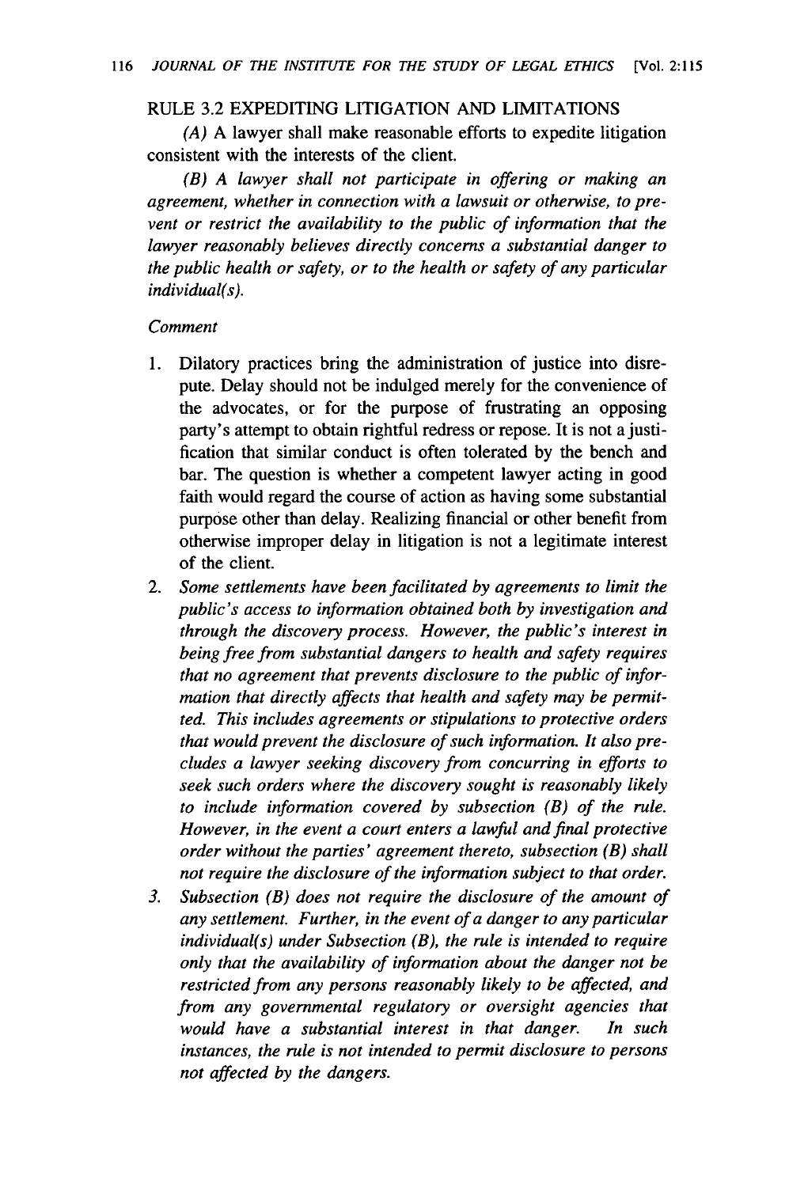RULE 3.2 EXPEDITING LITIGATION AND LIMITATIONS

*(A)* A lawyer shall make reasonable efforts to expedite litigation consistent with the interests of the client.

*(B) A lawyer shall not participate in offering or making an agreement, whether in connection with a lawsuit or otherwise, to prevent or restrict the availability to the public of information that the lawyer reasonably believes directly concerns a substantial danger to the public health or safety, or to the health or safety of any particular individual(s).*

*Comment*

1. Dilatory practices bring the administration of justice into disrepute. Delay should not be indulged merely for the convenience of the advocates, or for the purpose of frustrating an opposing party's attempt to obtain rightful redress or repose. It is not a justification that similar conduct is often tolerated by the bench and bar. The question is whether a competent lawyer acting in good faith would regard the course of action as having some substantial purpose other than delay. Realizing financial or other benefit from otherwise improper delay in litigation is not a legitimate interest of the client.
2. *Some settlements have been facilitated by agreements to limit the public's access to information obtained both by investigation and through the discovery process. However, the public's interest in being free from substantial dangers to health and safety requires that no agreement that prevents disclosure to the public of information that directly affects that health and safety may be permitted. This includes agreements or stipulations to protective orders that would prevent the disclosure of such information. It also precludes a lawyer seeking discovery from concurring in efforts to seek such orders where the discovery sought is reasonably likely to include information covered by subsection (B) of the rule. However, in the event a court enters a lawful and final protective order without the parties' agreement thereto, subsection (B) shall not require the disclosure of the information subject to that order.*
3. *Subsection (B) does not require the disclosure of the amount of any settlement. Further, in the event of a danger to any particular individual(s) under Subsection (B), the rule is intended to require only that the availability of information about the danger not be restricted from any persons reasonably likely to be affected, and from any governmental regulatory or oversight agencies that would have a substantial interest in that danger. In such instances, the rule is not intended to permit disclosure to persons not affected by the dangers.*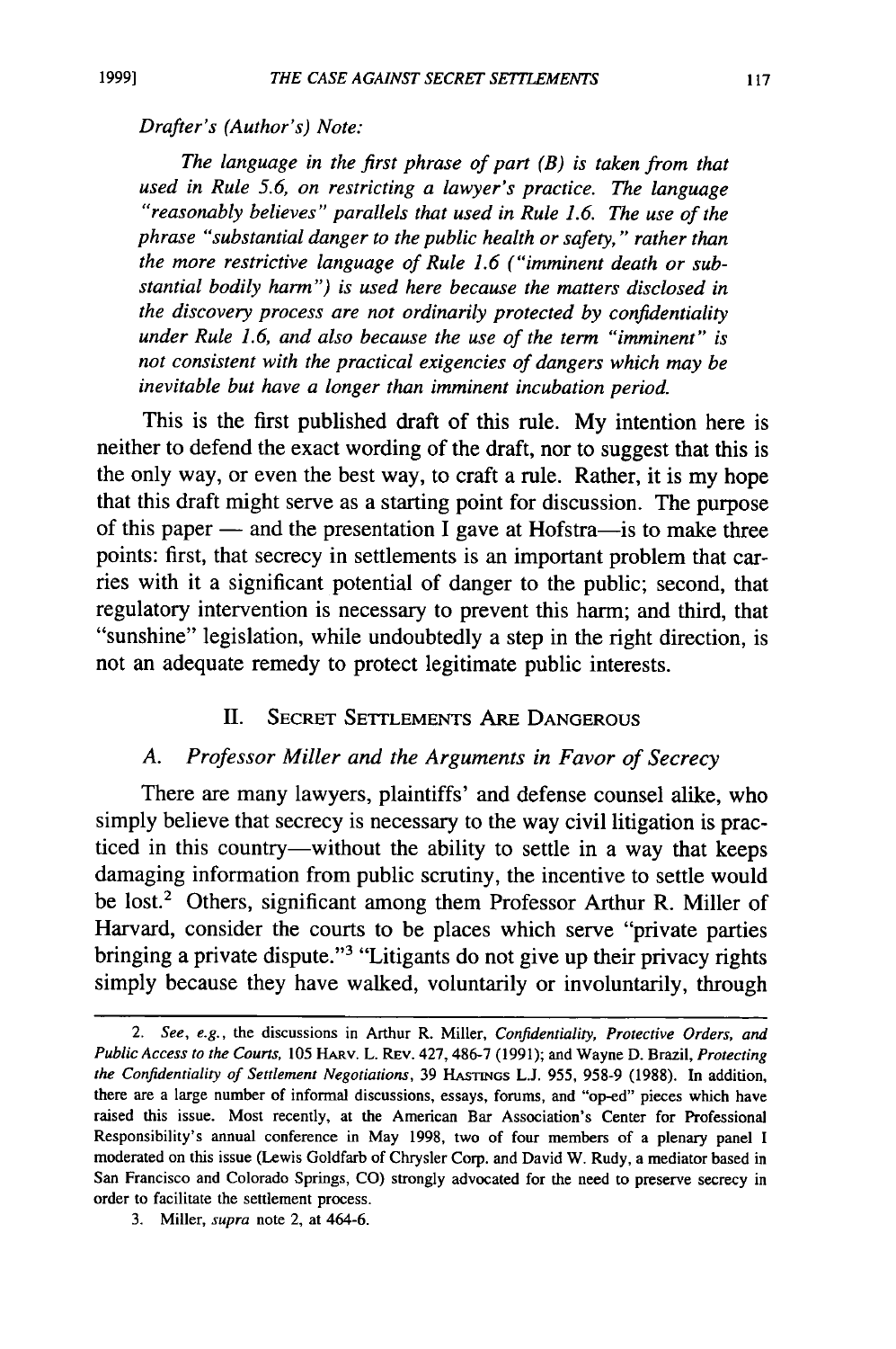*Drafter's (Author's) Note:*

*The language in the first phrase of part (B) is taken from that used in Rule 5.6, on restricting a lawyer's practice. The language "reasonably believes" parallels that used in Rule 1.6. The use of the phrase "substantial danger to the public health or safety," rather than the more restrictive language of Rule 1.6 ("imminent death or substantial bodily harm") is used here because the matters disclosed in the discovery process are not ordinarily protected by confidentiality under Rule 1.6, and also because the use of the term "imminent" is not consistent with the practical exigencies of dangers which may be inevitable but have a longer than imminent incubation period.*

This is the first published draft of this rule. My intention here is neither to defend the exact wording of the draft, nor to suggest that this is the only way, or even the best way, to craft a rule. Rather, it is my hope that this draft might serve as a starting point for discussion. The purpose of this paper — and the presentation I gave at Hofstra—is to make three points: first, that secrecy in settlements is an important problem that carries with it a significant potential of danger to the public; second, that regulatory intervention is necessary to prevent this harm; and third, that "sunshine" legislation, while undoubtedly a step in the right direction, is not an adequate remedy to protect legitimate public interests.

## II. SECRET SETTLEMENTS ARE DANGEROUS

### A. *Professor Miller and the Arguments in Favor of Secrecy*

There are many lawyers, plaintiffs' and defense counsel alike, who simply believe that secrecy is necessary to the way civil litigation is practiced in this country—without the ability to settle in a way that keeps damaging information from public scrutiny, the incentive to settle would be lost.[2] Others, significant among them Professor Arthur R. Miller of Harvard, consider the courts to be places which serve "private parties bringing a private dispute."[3] "Litigants do not give up their privacy rights simply because they have walked, voluntarily or involuntarily, through

---

2. *See, e.g.*, the discussions in Arthur R. Miller, *Confidentiality, Protective Orders, and Public Access to the Courts*, 105 HARV. L. REV. 427, 486-7 (1991); and Wayne D. Brazil, *Protecting the Confidentiality of Settlement Negotiations*, 39 HASTINGS L.J. 955, 958-9 (1988). In addition, there are a large number of informal discussions, essays, forums, and "op-ed" pieces which have raised this issue. Most recently, at the American Bar Association's Center for Professional Responsibility's annual conference in May 1998, two of four members of a plenary panel I moderated on this issue (Lewis Goldfarb of Chrysler Corp. and David W. Rudy, a mediator based in San Francisco and Colorado Springs, CO) strongly advocated for the need to preserve secrecy in order to facilitate the settlement process.

3. Miller, *supra* note 2, at 464-6.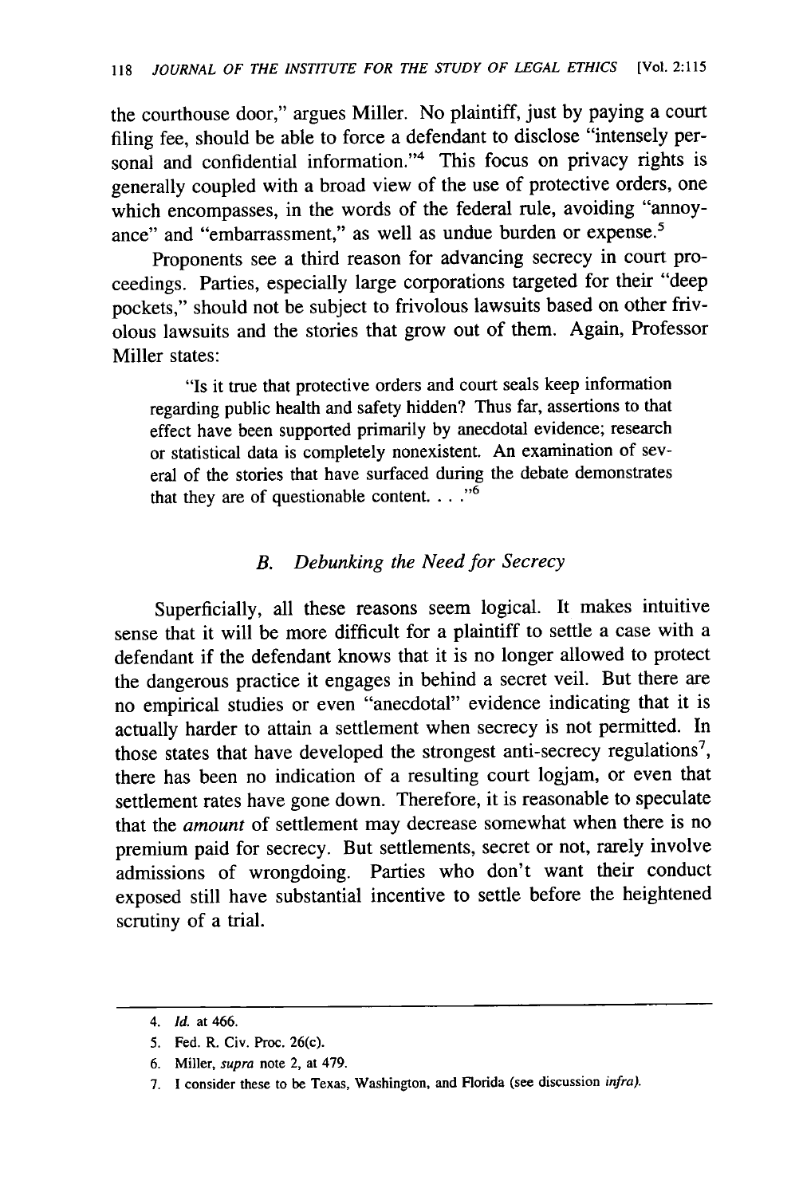the courthouse door," argues Miller. No plaintiff, just by paying a court filing fee, should be able to force a defendant to disclose "intensely personal and confidential information."[4] This focus on privacy rights is generally coupled with a broad view of the use of protective orders, one which encompasses, in the words of the federal rule, avoiding "annoyance" and "embarrassment," as well as undue burden or expense.[5]

Proponents see a third reason for advancing secrecy in court proceedings. Parties, especially large corporations targeted for their "deep pockets," should not be subject to frivolous lawsuits based on other frivolous lawsuits and the stories that grow out of them. Again, Professor Miller states:

> "Is it true that protective orders and court seals keep information regarding public health and safety hidden? Thus far, assertions to that effect have been supported primarily by anecdotal evidence; research or statistical data is completely nonexistent. An examination of several of the stories that have surfaced during the debate demonstrates that they are of questionable content. . . ."[6]

### *B. Debunking the Need for Secrecy*

Superficially, all these reasons seem logical. It makes intuitive sense that it will be more difficult for a plaintiff to settle a case with a defendant if the defendant knows that it is no longer allowed to protect the dangerous practice it engages in behind a secret veil. But there are no empirical studies or even "anecdotal" evidence indicating that it is actually harder to attain a settlement when secrecy is not permitted. In those states that have developed the strongest anti-secrecy regulations[7], there has been no indication of a resulting court logjam, or even that settlement rates have gone down. Therefore, it is reasonable to speculate that the *amount* of settlement may decrease somewhat when there is no premium paid for secrecy. But settlements, secret or not, rarely involve admissions of wrongdoing. Parties who don't want their conduct exposed still have substantial incentive to settle before the heightened scrutiny of a trial.

---

4. *Id.* at 466.
5. Fed. R. Civ. Proc. 26(c).
6. Miller, *supra* note 2, at 479.
7. I consider these to be Texas, Washington, and Florida (see discussion *infra*).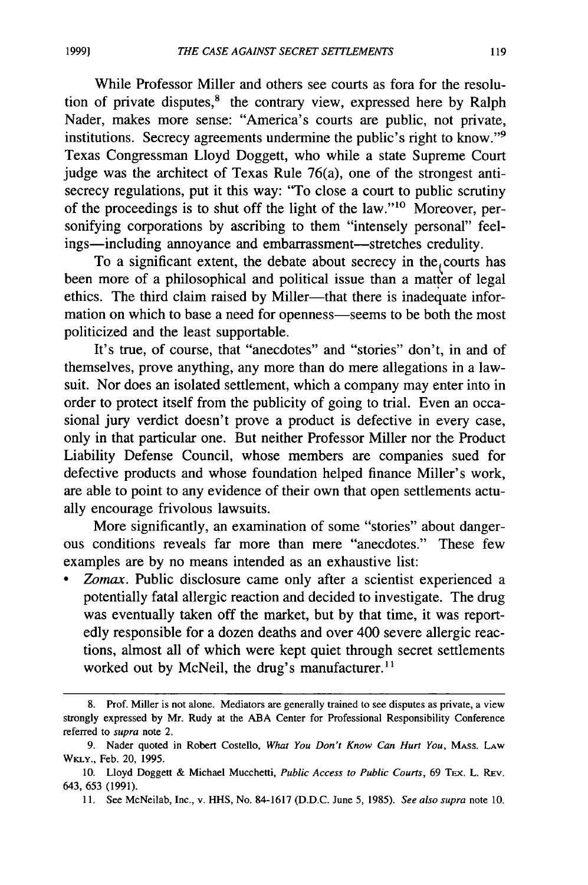While Professor Miller and others see courts as fora for the resolution of private disputes,[8] the contrary view, expressed here by Ralph Nader, makes more sense: "America's courts are public, not private, institutions. Secrecy agreements undermine the public's right to know."[9] Texas Congressman Lloyd Doggett, who while a state Supreme Court judge was the architect of Texas Rule 76(a), one of the strongest anti-secrecy regulations, put it this way: "To close a court to public scrutiny of the proceedings is to shut off the light of the law."[10] Moreover, personifying corporations by ascribing to them "intensely personal" feelings—including annoyance and embarrassment—stretches credulity.

To a significant extent, the debate about secrecy in the courts has been more of a philosophical and political issue than a matter of legal ethics. The third claim raised by Miller—that there is inadequate information on which to base a need for openness—seems to be both the most politicized and the least supportable.

It's true, of course, that "anecdotes" and "stories" don't, in and of themselves, prove anything, any more than do mere allegations in a lawsuit. Nor does an isolated settlement, which a company may enter into in order to protect itself from the publicity of going to trial. Even an occasional jury verdict doesn't prove a product is defective in every case, only in that particular one. But neither Professor Miller nor the Product Liability Defense Council, whose members are companies sued for defective products and whose foundation helped finance Miller's work, are able to point to any evidence of their own that open settlements actually encourage frivolous lawsuits.

More significantly, an examination of some "stories" about dangerous conditions reveals far more than mere "anecdotes." These few examples are by no means intended as an exhaustive list:

- *Zomax*. Public disclosure came only after a scientist experienced a potentially fatal allergic reaction and decided to investigate. The drug was eventually taken off the market, but by that time, it was reportedly responsible for a dozen deaths and over 400 severe allergic reactions, almost all of which were kept quiet through secret settlements worked out by McNeil, the drug's manufacturer.[11]

---

8. Prof. Miller is not alone. Mediators are generally trained to see disputes as private, a view strongly expressed by Mr. Rudy at the ABA Center for Professional Responsibility Conference referred to *supra* note 2.

9. Nader quoted in Robert Costello, *What You Don't Know Can Hurt You*, MASS. LAW WKLY., Feb. 20, 1995.

10. Lloyd Doggett & Michael Mucchetti, *Public Access to Public Courts*, 69 TEX. L. REV. 643, 653 (1991).

11. See McNeilab, Inc., v. HHS, No. 84-1617 (D.D.C. June 5, 1985). *See also supra* note 10.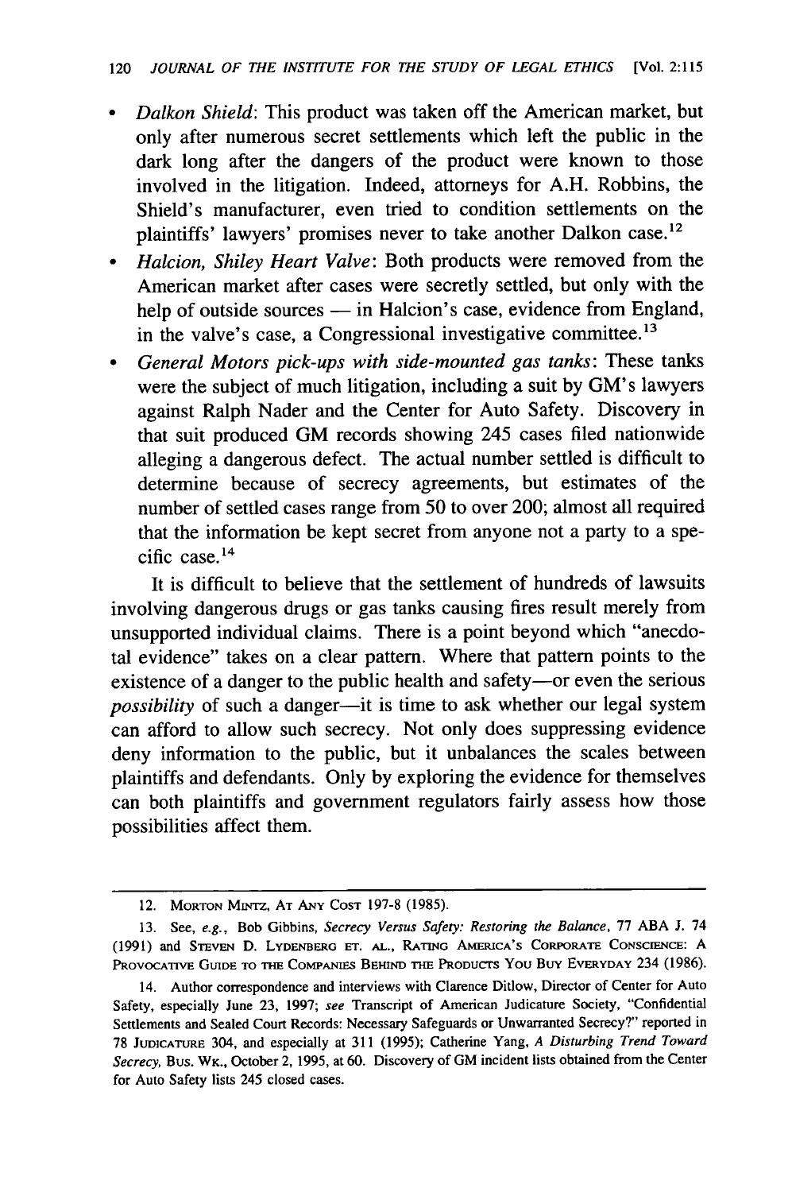- *Dalkon Shield*: This product was taken off the American market, but only after numerous secret settlements which left the public in the dark long after the dangers of the product were known to those involved in the litigation. Indeed, attorneys for A.H. Robbins, the Shield's manufacturer, even tried to condition settlements on the plaintiffs' lawyers' promises never to take another Dalkon case.[12]
- *Halcion, Shiley Heart Valve*: Both products were removed from the American market after cases were secretly settled, but only with the help of outside sources — in Halcion's case, evidence from England, in the valve's case, a Congressional investigative committee.[13]
- *General Motors pick-ups with side-mounted gas tanks*: These tanks were the subject of much litigation, including a suit by GM's lawyers against Ralph Nader and the Center for Auto Safety. Discovery in that suit produced GM records showing 245 cases filed nationwide alleging a dangerous defect. The actual number settled is difficult to determine because of secrecy agreements, but estimates of the number of settled cases range from 50 to over 200; almost all required that the information be kept secret from anyone not a party to a specific case.[14]

It is difficult to believe that the settlement of hundreds of lawsuits involving dangerous drugs or gas tanks causing fires result merely from unsupported individual claims. There is a point beyond which "anecdotal evidence" takes on a clear pattern. Where that pattern points to the existence of a danger to the public health and safety—or even the serious *possibility* of such a danger—it is time to ask whether our legal system can afford to allow such secrecy. Not only does suppressing evidence deny information to the public, but it unbalances the scales between plaintiffs and defendants. Only by exploring the evidence for themselves can both plaintiffs and government regulators fairly assess how those possibilities affect them.

---

12. MORTON MINTZ, AT ANY COST 197-8 (1985).

13. See, *e.g.*, Bob Gibbins, *Secrecy Versus Safety: Restoring the Balance*, 77 ABA J. 74 (1991) and STEVEN D. LYDENBERG ET. AL., RATING AMERICA'S CORPORATE CONSCIENCE: A PROVOCATIVE GUIDE TO THE COMPANIES BEHIND THE PRODUCTS YOU BUY EVERYDAY 234 (1986).

14. Author correspondence and interviews with Clarence Ditlow, Director of Center for Auto Safety, especially June 23, 1997; *see* Transcript of American Judicature Society, "Confidential Settlements and Sealed Court Records: Necessary Safeguards or Unwarranted Secrecy?" reported in 78 JUDICATURE 304, and especially at 311 (1995); Catherine Yang, *A Disturbing Trend Toward Secrecy*, BUS. WK., October 2, 1995, at 60. Discovery of GM incident lists obtained from the Center for Auto Safety lists 245 closed cases.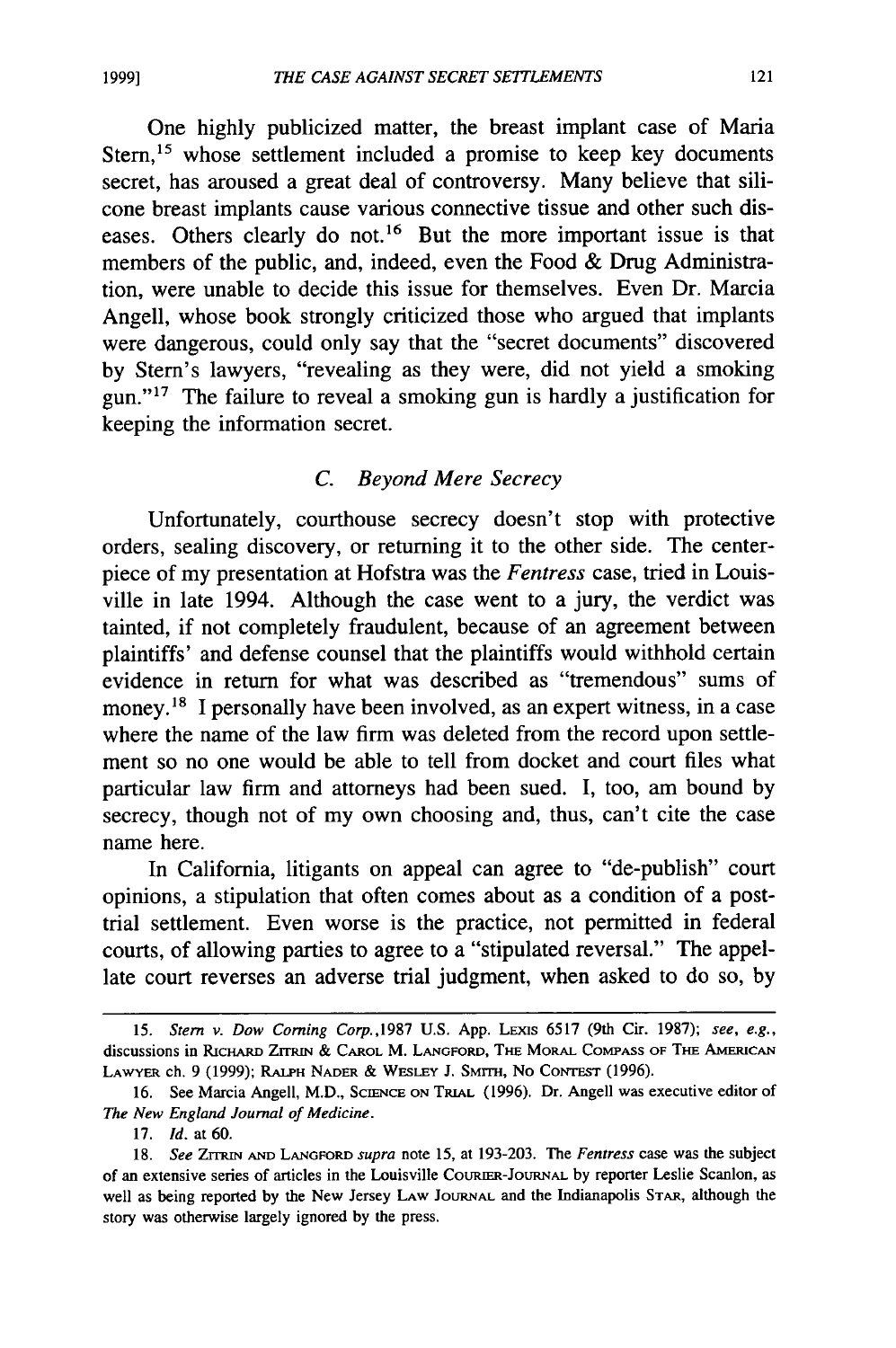One highly publicized matter, the breast implant case of Maria Stern,[15] whose settlement included a promise to keep key documents secret, has aroused a great deal of controversy. Many believe that silicone breast implants cause various connective tissue and other such diseases. Others clearly do not.[16] But the more important issue is that members of the public, and, indeed, even the Food & Drug Administration, were unable to decide this issue for themselves. Even Dr. Marcia Angell, whose book strongly criticized those who argued that implants were dangerous, could only say that the "secret documents" discovered by Stern's lawyers, "revealing as they were, did not yield a smoking gun."[17] The failure to reveal a smoking gun is hardly a justification for keeping the information secret.

### C. *Beyond Mere Secrecy*

Unfortunately, courthouse secrecy doesn't stop with protective orders, sealing discovery, or returning it to the other side. The centerpiece of my presentation at Hofstra was the *Fentress* case, tried in Louisville in late 1994. Although the case went to a jury, the verdict was tainted, if not completely fraudulent, because of an agreement between plaintiffs' and defense counsel that the plaintiffs would withhold certain evidence in return for what was described as "tremendous" sums of money.[18] I personally have been involved, as an expert witness, in a case where the name of the law firm was deleted from the record upon settlement so no one would be able to tell from docket and court files what particular law firm and attorneys had been sued. I, too, am bound by secrecy, though not of my own choosing and, thus, can't cite the case name here.

In California, litigants on appeal can agree to "de-publish" court opinions, a stipulation that often comes about as a condition of a post-trial settlement. Even worse is the practice, not permitted in federal courts, of allowing parties to agree to a "stipulated reversal." The appellate court reverses an adverse trial judgment, when asked to do so, by

---

15. *Stern v. Dow Corning Corp.*,1987 U.S. App. LEXIS 6517 (9th Cir. 1987); *see, e.g.*, discussions in RICHARD ZITRIN & CAROL M. LANGFORD, THE MORAL COMPASS OF THE AMERICAN LAWYER ch. 9 (1999); RALPH NADER & WESLEY J. SMITH, NO CONTEST (1996).

16. See Marcia Angell, M.D., SCIENCE ON TRIAL (1996). Dr. Angell was executive editor of *The New England Journal of Medicine*.

17. *Id.* at 60.

18. *See* ZITRIN AND LANGFORD *supra* note 15, at 193-203. The *Fentress* case was the subject of an extensive series of articles in the Louisville COURIER-JOURNAL by reporter Leslie Scanlon, as well as being reported by the New Jersey LAW JOURNAL and the Indianapolis STAR, although the story was otherwise largely ignored by the press.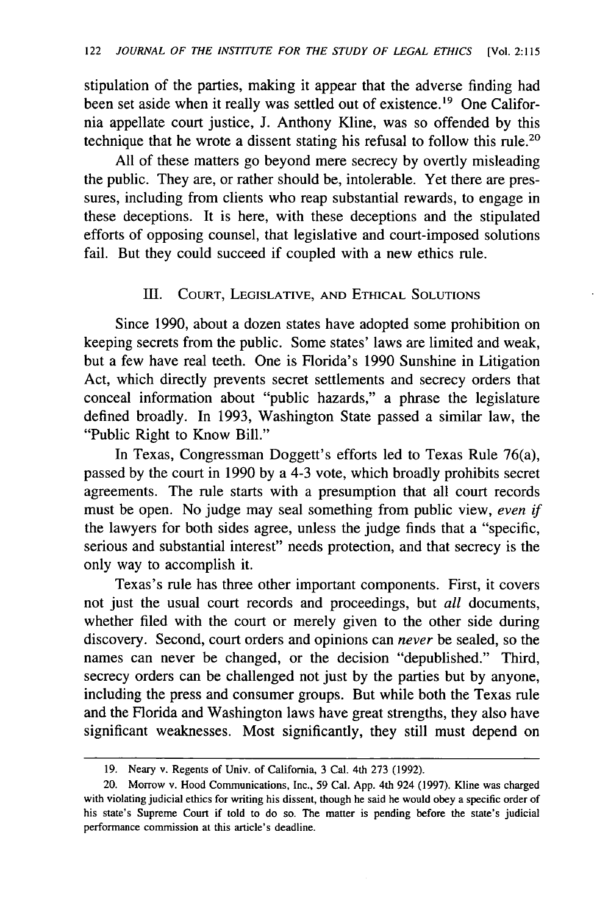stipulation of the parties, making it appear that the adverse finding had been set aside when it really was settled out of existence.[19] One California appellate court justice, J. Anthony Kline, was so offended by this technique that he wrote a dissent stating his refusal to follow this rule.[20]

All of these matters go beyond mere secrecy by overtly misleading the public. They are, or rather should be, intolerable. Yet there are pressures, including from clients who reap substantial rewards, to engage in these deceptions. It is here, with these deceptions and the stipulated efforts of opposing counsel, that legislative and court-imposed solutions fail. But they could succeed if coupled with a new ethics rule.

## III. Court, Legislative, and Ethical Solutions

Since 1990, about a dozen states have adopted some prohibition on keeping secrets from the public. Some states' laws are limited and weak, but a few have real teeth. One is Florida's 1990 Sunshine in Litigation Act, which directly prevents secret settlements and secrecy orders that conceal information about "public hazards," a phrase the legislature defined broadly. In 1993, Washington State passed a similar law, the "Public Right to Know Bill."

In Texas, Congressman Doggett's efforts led to Texas Rule 76(a), passed by the court in 1990 by a 4-3 vote, which broadly prohibits secret agreements. The rule starts with a presumption that all court records must be open. No judge may seal something from public view, *even if* the lawyers for both sides agree, unless the judge finds that a "specific, serious and substantial interest" needs protection, and that secrecy is the only way to accomplish it.

Texas's rule has three other important components. First, it covers not just the usual court records and proceedings, but *all* documents, whether filed with the court or merely given to the other side during discovery. Second, court orders and opinions can *never* be sealed, so the names can never be changed, or the decision "depublished." Third, secrecy orders can be challenged not just by the parties but by anyone, including the press and consumer groups. But while both the Texas rule and the Florida and Washington laws have great strengths, they also have significant weaknesses. Most significantly, they still must depend on

---

19. Neary v. Regents of Univ. of California, 3 Cal. 4th 273 (1992).

20. Morrow v. Hood Communications, Inc., 59 Cal. App. 4th 924 (1997). Kline was charged with violating judicial ethics for writing his dissent, though he said he would obey a specific order of his state's Supreme Court if told to do so. The matter is pending before the state's judicial performance commission at this article's deadline.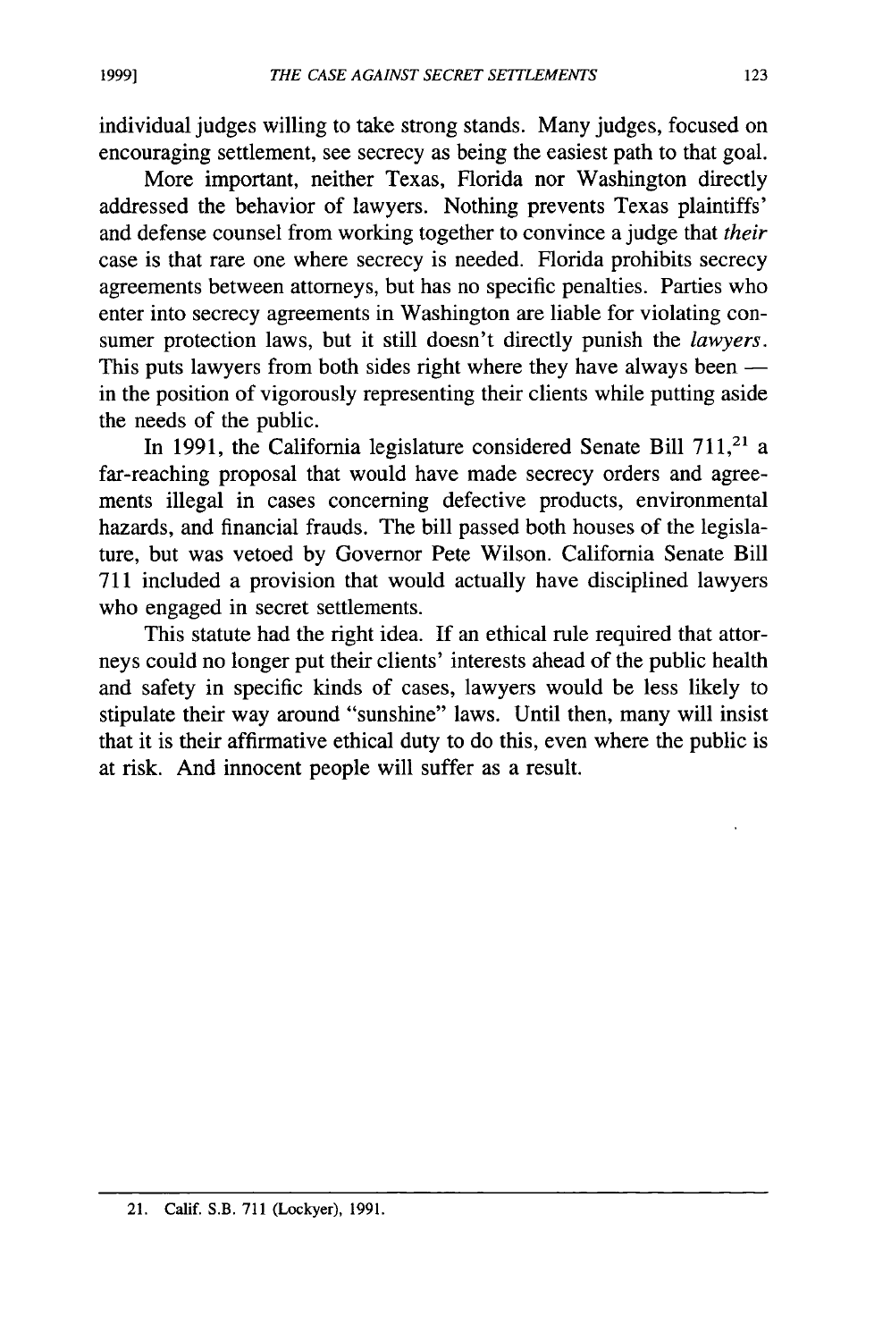individual judges willing to take strong stands. Many judges, focused on encouraging settlement, see secrecy as being the easiest path to that goal.

More important, neither Texas, Florida nor Washington directly addressed the behavior of lawyers. Nothing prevents Texas plaintiffs' and defense counsel from working together to convince a judge that *their* case is that rare one where secrecy is needed. Florida prohibits secrecy agreements between attorneys, but has no specific penalties. Parties who enter into secrecy agreements in Washington are liable for violating consumer protection laws, but it still doesn't directly punish the *lawyers*. This puts lawyers from both sides right where they have always been — in the position of vigorously representing their clients while putting aside the needs of the public.

In 1991, the California legislature considered Senate Bill 711,[21] a far-reaching proposal that would have made secrecy orders and agreements illegal in cases concerning defective products, environmental hazards, and financial frauds. The bill passed both houses of the legislature, but was vetoed by Governor Pete Wilson. California Senate Bill 711 included a provision that would actually have disciplined lawyers who engaged in secret settlements.

This statute had the right idea. If an ethical rule required that attorneys could no longer put their clients' interests ahead of the public health and safety in specific kinds of cases, lawyers would be less likely to stipulate their way around "sunshine" laws. Until then, many will insist that it is their affirmative ethical duty to do this, even where the public is at risk. And innocent people will suffer as a result.

---

21. Calif. S.B. 711 (Lockyer), 1991.